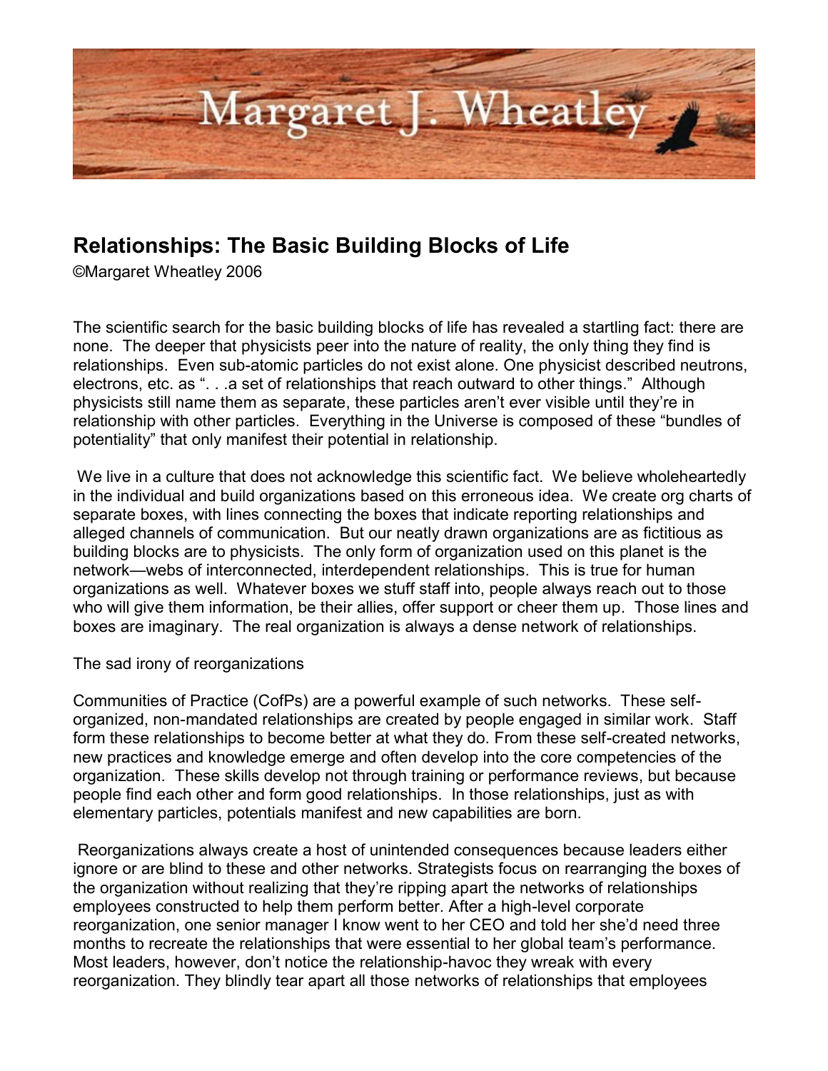# Margaret J. Wheatley

## Relationships: The Basic Building Blocks of Life

©Margaret Wheatley 2006

The scientific search for the basic building blocks of life has revealed a startling fact: there are none. The deeper that physicists peer into the nature of reality, the only thing they find is relationships. Even sub-atomic particles do not exist alone. One physicist described neutrons, electrons, etc. as ". . .a set of relationships that reach outward to other things." Although physicists still name them as separate, these particles aren't ever visible until they're in relationship with other particles. Everything in the Universe is composed of these "bundles of potentiality" that only manifest their potential in relationship.

We live in a culture that does not acknowledge this scientific fact. We believe wholeheartedly in the individual and build organizations based on this erroneous idea. We create org charts of separate boxes, with lines connecting the boxes that indicate reporting relationships and alleged channels of communication. But our neatly drawn organizations are as fictitious as building blocks are to physicists. The only form of organization used on this planet is the network—webs of interconnected, interdependent relationships. This is true for human organizations as well. Whatever boxes we stuff staff into, people always reach out to those who will give them information, be their allies, offer support or cheer them up. Those lines and boxes are imaginary. The real organization is always a dense network of relationships.

The sad irony of reorganizations

Communities of Practice (CofPs) are a powerful example of such networks. These self-organized, non-mandated relationships are created by people engaged in similar work. Staff form these relationships to become better at what they do. From these self-created networks, new practices and knowledge emerge and often develop into the core competencies of the organization. These skills develop not through training or performance reviews, but because people find each other and form good relationships. In those relationships, just as with elementary particles, potentials manifest and new capabilities are born.

Reorganizations always create a host of unintended consequences because leaders either ignore or are blind to these and other networks. Strategists focus on rearranging the boxes of the organization without realizing that they're ripping apart the networks of relationships employees constructed to help them perform better. After a high-level corporate reorganization, one senior manager I know went to her CEO and told her she'd need three months to recreate the relationships that were essential to her global team's performance. Most leaders, however, don't notice the relationship-havoc they wreak with every reorganization. They blindly tear apart all those networks of relationships that employees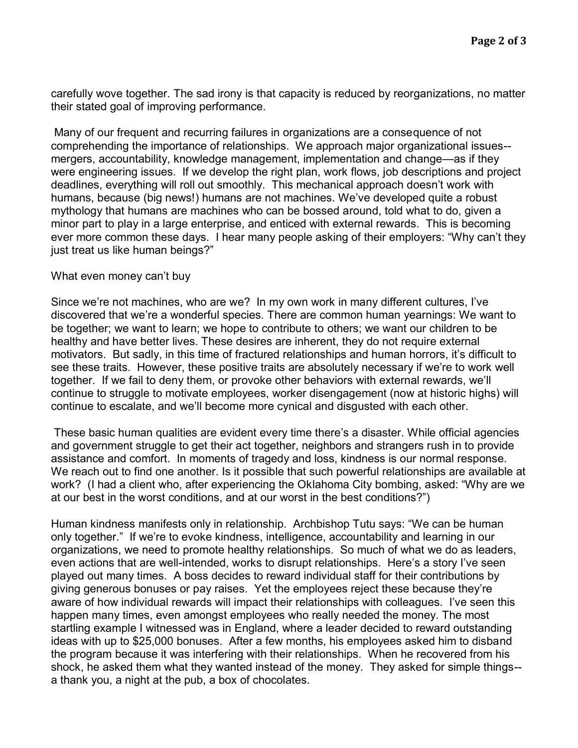carefully wove together. The sad irony is that capacity is reduced by reorganizations, no matter their stated goal of improving performance.

Many of our frequent and recurring failures in organizations are a consequence of not comprehending the importance of relationships. We approach major organizational issues--mergers, accountability, knowledge management, implementation and change—as if they were engineering issues. If we develop the right plan, work flows, job descriptions and project deadlines, everything will roll out smoothly. This mechanical approach doesn't work with humans, because (big news!) humans are not machines. We've developed quite a robust mythology that humans are machines who can be bossed around, told what to do, given a minor part to play in a large enterprise, and enticed with external rewards. This is becoming ever more common these days. I hear many people asking of their employers: "Why can't they just treat us like human beings?"

What even money can't buy

Since we're not machines, who are we? In my own work in many different cultures, I've discovered that we're a wonderful species. There are common human yearnings: We want to be together; we want to learn; we hope to contribute to others; we want our children to be healthy and have better lives. These desires are inherent, they do not require external motivators. But sadly, in this time of fractured relationships and human horrors, it's difficult to see these traits. However, these positive traits are absolutely necessary if we're to work well together. If we fail to deny them, or provoke other behaviors with external rewards, we'll continue to struggle to motivate employees, worker disengagement (now at historic highs) will continue to escalate, and we'll become more cynical and disgusted with each other.

These basic human qualities are evident every time there's a disaster. While official agencies and government struggle to get their act together, neighbors and strangers rush in to provide assistance and comfort. In moments of tragedy and loss, kindness is our normal response. We reach out to find one another. Is it possible that such powerful relationships are available at work? (I had a client who, after experiencing the Oklahoma City bombing, asked: "Why are we at our best in the worst conditions, and at our worst in the best conditions?")

Human kindness manifests only in relationship. Archbishop Tutu says: "We can be human only together." If we're to evoke kindness, intelligence, accountability and learning in our organizations, we need to promote healthy relationships. So much of what we do as leaders, even actions that are well-intended, works to disrupt relationships. Here's a story I've seen played out many times. A boss decides to reward individual staff for their contributions by giving generous bonuses or pay raises. Yet the employees reject these because they're aware of how individual rewards will impact their relationships with colleagues. I've seen this happen many times, even amongst employees who really needed the money. The most startling example I witnessed was in England, where a leader decided to reward outstanding ideas with up to $25,000 bonuses. After a few months, his employees asked him to disband the program because it was interfering with their relationships. When he recovered from his shock, he asked them what they wanted instead of the money. They asked for simple things--a thank you, a night at the pub, a box of chocolates.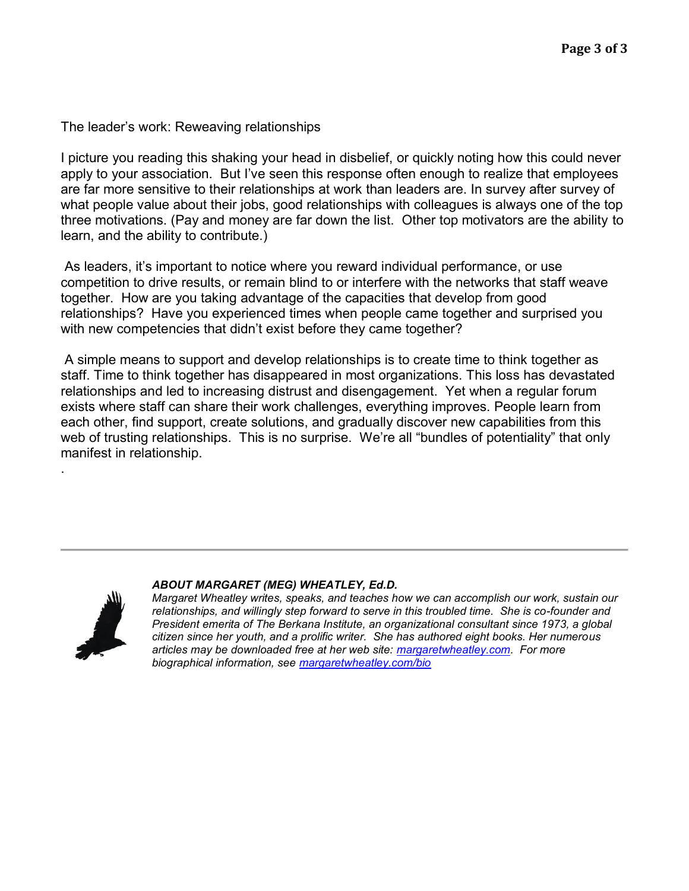## The leader's work: Reweaving relationships

I picture you reading this shaking your head in disbelief, or quickly noting how this could never apply to your association. But I've seen this response often enough to realize that employees are far more sensitive to their relationships at work than leaders are. In survey after survey of what people value about their jobs, good relationships with colleagues is always one of the top three motivations. (Pay and money are far down the list. Other top motivators are the ability to learn, and the ability to contribute.)

As leaders, it's important to notice where you reward individual performance, or use competition to drive results, or remain blind to or interfere with the networks that staff weave together. How are you taking advantage of the capacities that develop from good relationships? Have you experienced times when people came together and surprised you with new competencies that didn't exist before they came together?

A simple means to support and develop relationships is to create time to think together as staff. Time to think together has disappeared in most organizations. This loss has devastated relationships and led to increasing distrust and disengagement. Yet when a regular forum exists where staff can share their work challenges, everything improves. People learn from each other, find support, create solutions, and gradually discover new capabilities from this web of trusting relationships. This is no surprise. We're all "bundles of potentiality" that only manifest in relationship.

.

---

***ABOUT MARGARET (MEG) WHEATLEY, Ed.D.***

*Margaret Wheatley writes, speaks, and teaches how we can accomplish our work, sustain our relationships, and willingly step forward to serve in this troubled time. She is co-founder and President emerita of The Berkana Institute, an organizational consultant since 1973, a global citizen since her youth, and a prolific writer. She has authored eight books. Her numerous articles may be downloaded free at her web site: [margaretwheatley.com](margaretwheatley.com). For more biographical information, see [margaretwheatley.com/bio](margaretwheatley.com/bio)*